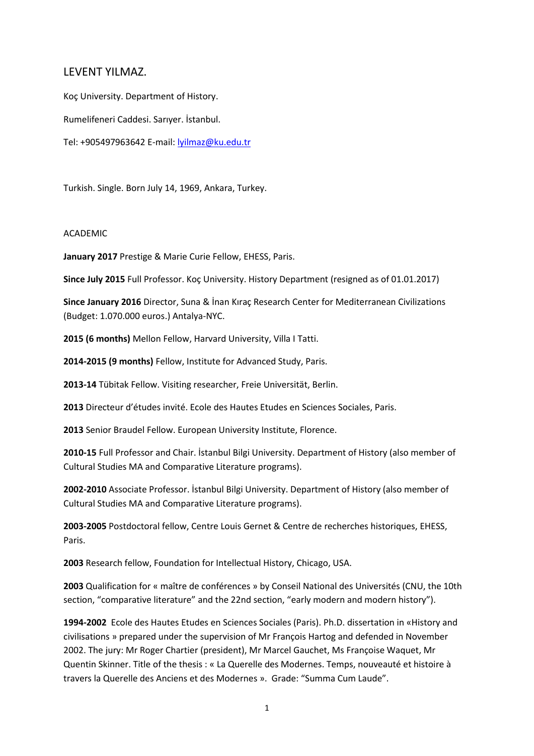# LEVENT YILMAZ.

Koç University. Department of History.

Rumelifeneri Caddesi. Sarıyer. İstanbul.

Tel: +905497963642 E-mail: lyilmaz@ku.edu.tr

Turkish. Single. Born July 14, 1969, Ankara, Turkey.

## ACADEMIC

**January 2017** Prestige & Marie Curie Fellow, EHESS, Paris.

**Since July 2015** Full Professor. Koç University. History Department (resigned as of 01.01.2017)

**Since January 2016** Director, Suna & İnan Kıraç Research Center for Mediterranean Civilizations (Budget: 1.070.000 euros.) Antalya-NYC.

**2015 (6 months)** Mellon Fellow, Harvard University, Villa I Tatti.

**2014-2015 (9 months)** Fellow, Institute for Advanced Study, Paris.

**2013-14** Tübitak Fellow. Visiting researcher, Freie Universität, Berlin.

**2013** Directeur d'études invité. Ecole des Hautes Etudes en Sciences Sociales, Paris.

**2013** Senior Braudel Fellow. European University Institute, Florence.

**2010-15** Full Professor and Chair. İstanbul Bilgi University. Department of History (also member of Cultural Studies MA and Comparative Literature programs).

**2002-2010** Associate Professor. İstanbul Bilgi University. Department of History (also member of Cultural Studies MA and Comparative Literature programs).

**2003-2005** Postdoctoral fellow, Centre Louis Gernet & Centre de recherches historiques, EHESS, Paris.

**2003** Research fellow, Foundation for Intellectual History, Chicago, USA.

**2003** Qualification for « maître de conférences » by Conseil National des Universités (CNU, the 10th section, "comparative literature" and the 22nd section, "early modern and modern history").

**1994-2002** Ecole des Hautes Etudes en Sciences Sociales (Paris). Ph.D. dissertation in «History and civilisations » prepared under the supervision of Mr François Hartog and defended in November 2002. The jury: Mr Roger Chartier (president), Mr Marcel Gauchet, Ms Françoise Waquet, Mr Quentin Skinner. Title of the thesis : « La Querelle des Modernes. Temps, nouveauté et histoire à travers la Querelle des Anciens et des Modernes ». Grade: "Summa Cum Laude".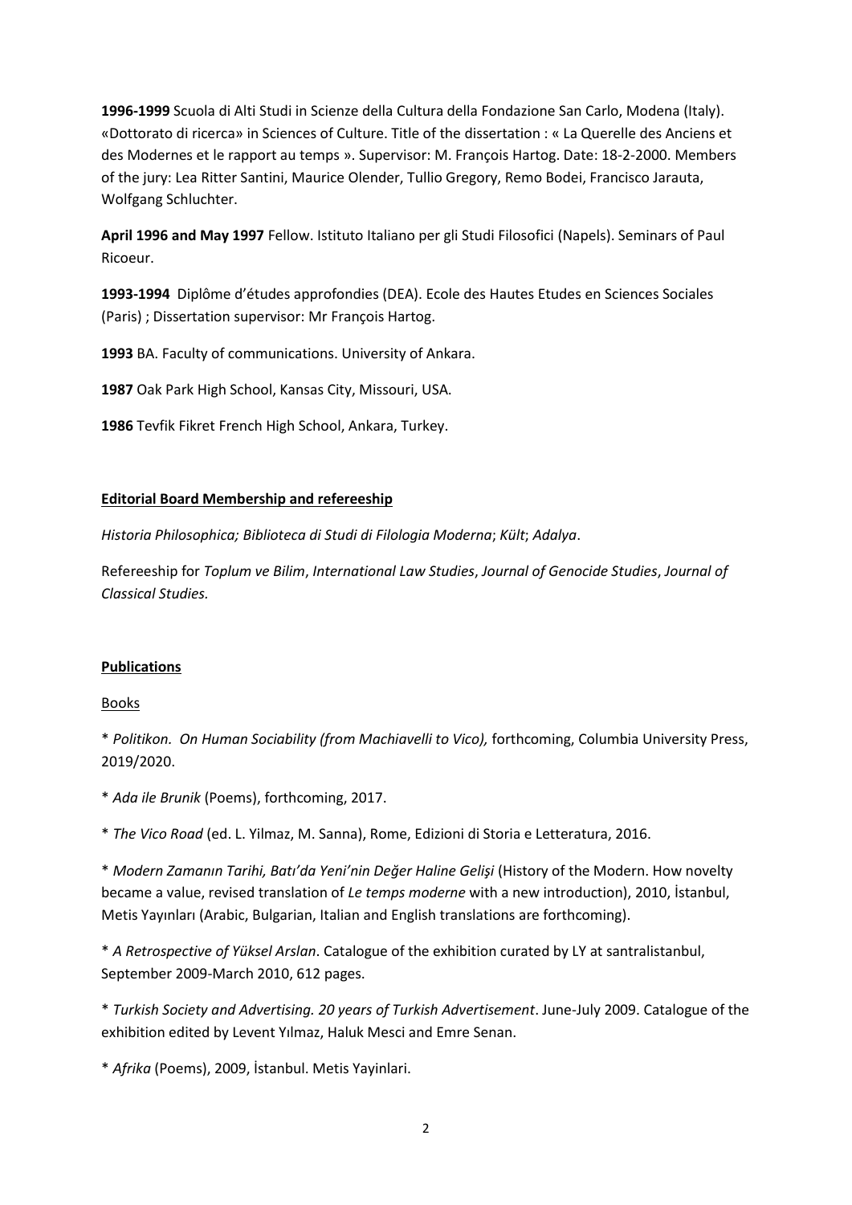**1996-1999** Scuola di Alti Studi in Scienze della Cultura della Fondazione San Carlo, Modena (Italy). «Dottorato di ricerca» in Sciences of Culture. Title of the dissertation : « La Querelle des Anciens et des Modernes et le rapport au temps ». Supervisor: M. François Hartog. Date: 18-2-2000. Members of the jury: Lea Ritter Santini, Maurice Olender, Tullio Gregory, Remo Bodei, Francisco Jarauta, Wolfgang Schluchter.

**April 1996 and May 1997** Fellow. Istituto Italiano per gli Studi Filosofici (Napels). Seminars of Paul Ricoeur.

**1993-1994** Diplôme d'études approfondies (DEA). Ecole des Hautes Etudes en Sciences Sociales (Paris) ; Dissertation supervisor: Mr François Hartog.

**1993** BA. Faculty of communications. University of Ankara.

**1987** Oak Park High School, Kansas City, Missouri, USA.

**1986** Tevfik Fikret French High School, Ankara, Turkey.

## Editorial Board Membership and refereeship

*Historia Philosophica; Biblioteca di Studi di Filologia Moderna*; *Kült*; *Adalya*.

Refereeship for *Toplum ve Bilim*, *International Law Studies*, *Journal of Genocide Studies*, *Journal of Classical Studies.*

## Publications

### Books

* *Politikon. On Human Sociability (from Machiavelli to Vico),* forthcoming, Columbia University Press, 2019/2020.

* *Ada ile Brunik* (Poems), forthcoming, 2017.

* *The Vico Road* (ed. L. Yilmaz, M. Sanna), Rome, Edizioni di Storia e Letteratura, 2016.

* *Modern Zamanın Tarihi, Batı'da Yeni'nin Değer Haline Gelişi* (History of the Modern. How novelty became a value, revised translation of *Le temps moderne* with a new introduction), 2010, İstanbul, Metis Yayınları (Arabic, Bulgarian, Italian and English translations are forthcoming).

* *A Retrospective of Yüksel Arslan*. Catalogue of the exhibition curated by LY at santralistanbul, September 2009-March 2010, 612 pages.

* *Turkish Society and Advertising. 20 years of Turkish Advertisement*. June-July 2009. Catalogue of the exhibition edited by Levent Yılmaz, Haluk Mesci and Emre Senan.

* *Afrika* (Poems), 2009, İstanbul. Metis Yayinlari.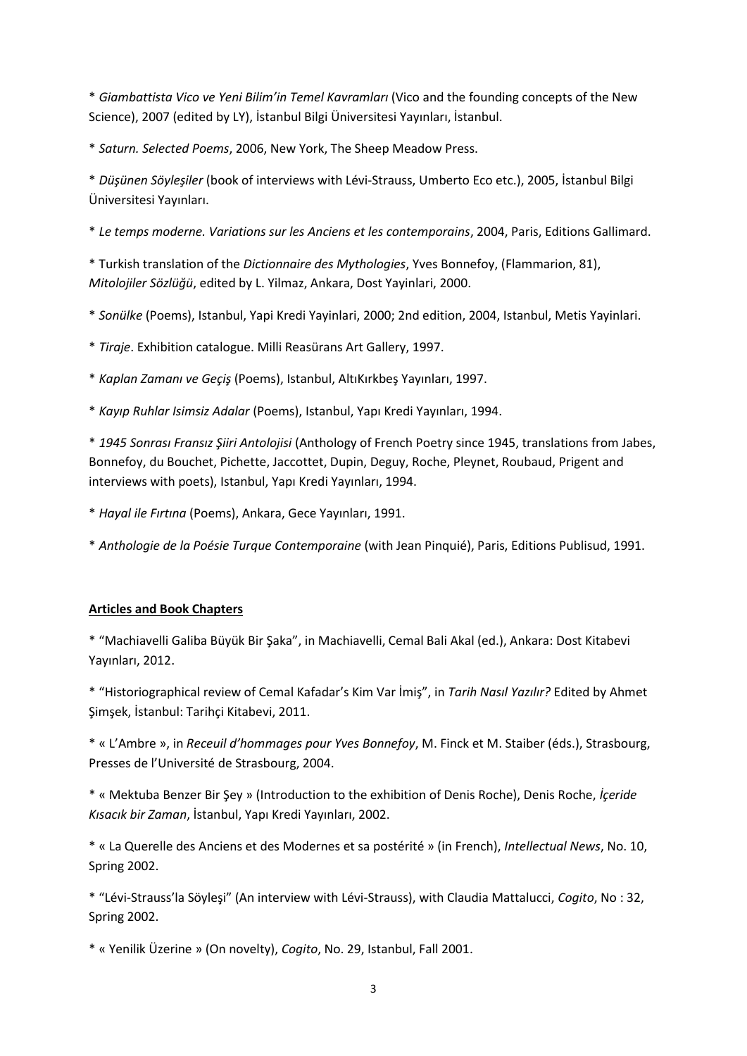* *Giambattista Vico ve Yeni Bilim'in Temel Kavramları* (Vico and the founding concepts of the New Science), 2007 (edited by LY), İstanbul Bilgi Üniversitesi Yayınları, İstanbul.

* *Saturn. Selected Poems*, 2006, New York, The Sheep Meadow Press.

* *Düşünen Söyleşiler* (book of interviews with Lévi-Strauss, Umberto Eco etc.), 2005, İstanbul Bilgi Üniversitesi Yayınları.

* *Le temps moderne. Variations sur les Anciens et les contemporains*, 2004, Paris, Editions Gallimard.

* Turkish translation of the *Dictionnaire des Mythologies*, Yves Bonnefoy, (Flammarion, 81), *Mitolojiler Sözlüğü*, edited by L. Yilmaz, Ankara, Dost Yayinlari, 2000.

* *Sonülke* (Poems), Istanbul, Yapi Kredi Yayinlari, 2000; 2nd edition, 2004, Istanbul, Metis Yayinlari.

* *Tiraje*. Exhibition catalogue. Milli Reasürans Art Gallery, 1997.

* *Kaplan Zamanı ve Geçiş* (Poems), Istanbul, AltıKırkbeş Yayınları, 1997.

* *Kayıp Ruhlar Isimsiz Adalar* (Poems), Istanbul, Yapı Kredi Yayınları, 1994.

* *1945 Sonrası Fransız Şiiri Antolojisi* (Anthology of French Poetry since 1945, translations from Jabes, Bonnefoy, du Bouchet, Pichette, Jaccottet, Dupin, Deguy, Roche, Pleynet, Roubaud, Prigent and interviews with poets), Istanbul, Yapı Kredi Yayınları, 1994.

* *Hayal ile Fırtına* (Poems), Ankara, Gece Yayınları, 1991.

* *Anthologie de la Poésie Turque Contemporaine* (with Jean Pinquié), Paris, Editions Publisud, 1991.

**Articles and Book Chapters**

* "Machiavelli Galiba Büyük Bir Şaka", in Machiavelli, Cemal Bali Akal (ed.), Ankara: Dost Kitabevi Yayınları, 2012.

* "Historiographical review of Cemal Kafadar's Kim Var İmiş", in *Tarih Nasıl Yazılır?* Edited by Ahmet Şimşek, İstanbul: Tarihçi Kitabevi, 2011.

* « L'Ambre », in *Receuil d'hommages pour Yves Bonnefoy*, M. Finck et M. Staiber (éds.), Strasbourg, Presses de l'Université de Strasbourg, 2004.

* « Mektuba Benzer Bir Şey » (Introduction to the exhibition of Denis Roche), Denis Roche, *İçeride Kısacık bir Zaman*, İstanbul, Yapı Kredi Yayınları, 2002.

* « La Querelle des Anciens et des Modernes et sa postérité » (in French), *Intellectual News*, No. 10, Spring 2002.

* "Lévi-Strauss'la Söyleşi" (An interview with Lévi-Strauss), with Claudia Mattalucci, *Cogito*, No : 32, Spring 2002.

* « Yenilik Üzerine » (On novelty), *Cogito*, No. 29, Istanbul, Fall 2001.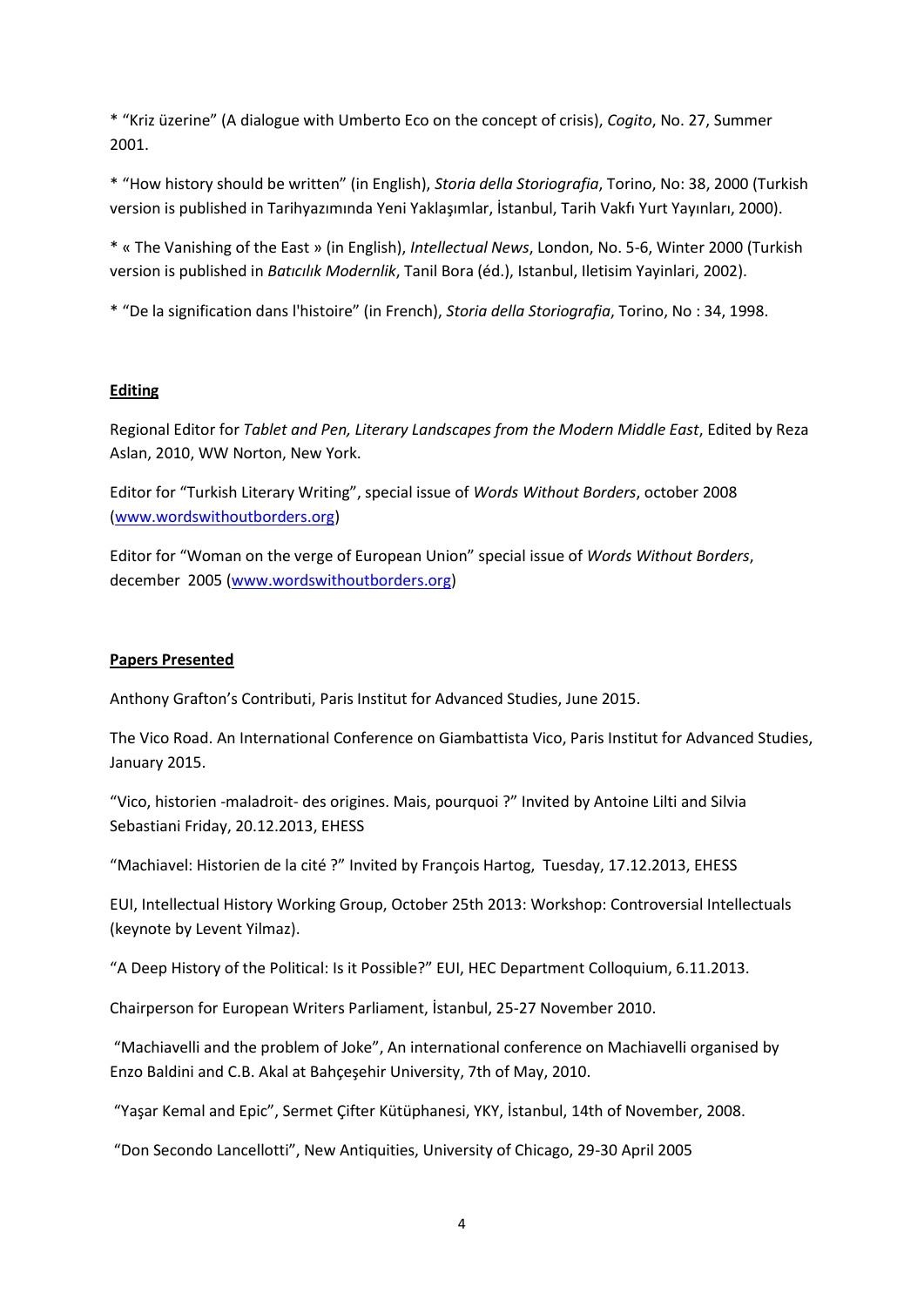* "Kriz üzerine" (A dialogue with Umberto Eco on the concept of crisis), *Cogito*, No. 27, Summer 2001.

* "How history should be written" (in English), *Storia della Storiografia*, Torino, No: 38, 2000 (Turkish version is published in Tarihyazımında Yeni Yaklaşımlar, İstanbul, Tarih Vakfı Yurt Yayınları, 2000).

* « The Vanishing of the East » (in English), *Intellectual News*, London, No. 5-6, Winter 2000 (Turkish version is published in *Batıcılık Modernlik*, Tanil Bora (éd.), Istanbul, Iletisim Yayinlari, 2002).

* "De la signification dans l'histoire" (in French), *Storia della Storiografia*, Torino, No : 34, 1998.

**Editing**

Regional Editor for *Tablet and Pen, Literary Landscapes from the Modern Middle East*, Edited by Reza Aslan, 2010, WW Norton, New York.

Editor for "Turkish Literary Writing", special issue of *Words Without Borders*, october 2008 ([www.wordswithoutborders.org](www.wordswithoutborders.org))

Editor for "Woman on the verge of European Union" special issue of *Words Without Borders*, december 2005 ([www.wordswithoutborders.org](www.wordswithoutborders.org))

**Papers Presented**

Anthony Grafton's Contributi, Paris Institut for Advanced Studies, June 2015.

The Vico Road. An International Conference on Giambattista Vico, Paris Institut for Advanced Studies, January 2015.

"Vico, historien -maladroit- des origines. Mais, pourquoi ?" Invited by Antoine Lilti and Silvia Sebastiani Friday, 20.12.2013, EHESS

"Machiavel: Historien de la cité ?" Invited by François Hartog, Tuesday, 17.12.2013, EHESS

EUI, Intellectual History Working Group, October 25th 2013: Workshop: Controversial Intellectuals (keynote by Levent Yilmaz).

"A Deep History of the Political: Is it Possible?" EUI, HEC Department Colloquium, 6.11.2013.

Chairperson for European Writers Parliament, İstanbul, 25-27 November 2010.

"Machiavelli and the problem of Joke", An international conference on Machiavelli organised by Enzo Baldini and C.B. Akal at Bahçeşehir University, 7th of May, 2010.

"Yaşar Kemal and Epic", Sermet Çifter Kütüphanesi, YKY, İstanbul, 14th of November, 2008.

"Don Secondo Lancellotti", New Antiquities, University of Chicago, 29-30 April 2005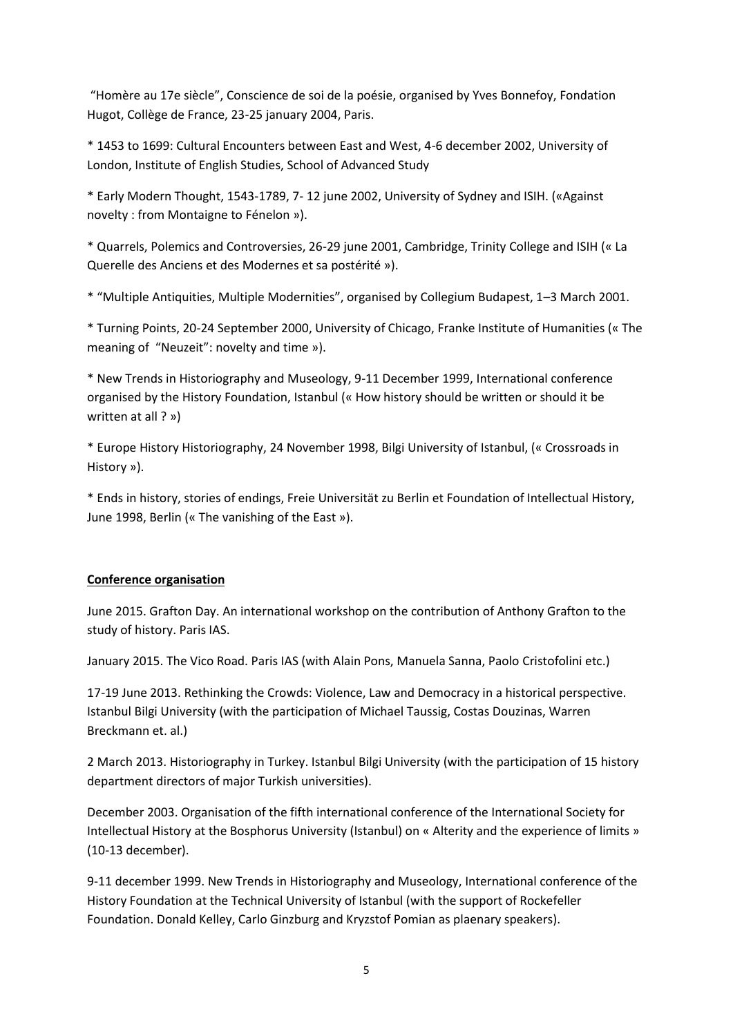"Homère au 17e siècle", Conscience de soi de la poésie, organised by Yves Bonnefoy, Fondation Hugot, Collège de France, 23-25 january 2004, Paris.

* 1453 to 1699: Cultural Encounters between East and West, 4-6 december 2002, University of London, Institute of English Studies, School of Advanced Study

* Early Modern Thought, 1543-1789, 7- 12 june 2002, University of Sydney and ISIH. («Against novelty : from Montaigne to Fénelon »).

* Quarrels, Polemics and Controversies, 26-29 june 2001, Cambridge, Trinity College and ISIH (« La Querelle des Anciens et des Modernes et sa postérité »).

* "Multiple Antiquities, Multiple Modernities", organised by Collegium Budapest, 1–3 March 2001.

* Turning Points, 20-24 September 2000, University of Chicago, Franke Institute of Humanities (« The meaning of "Neuzeit": novelty and time »).

* New Trends in Historiography and Museology, 9-11 December 1999, International conference organised by the History Foundation, Istanbul (« How history should be written or should it be written at all ? »)

* Europe History Historiography, 24 November 1998, Bilgi University of Istanbul, (« Crossroads in History »).

* Ends in history, stories of endings, Freie Universität zu Berlin et Foundation of Intellectual History, June 1998, Berlin (« The vanishing of the East »).

**Conference organisation**

June 2015. Grafton Day. An international workshop on the contribution of Anthony Grafton to the study of history. Paris IAS.

January 2015. The Vico Road. Paris IAS (with Alain Pons, Manuela Sanna, Paolo Cristofolini etc.)

17-19 June 2013. Rethinking the Crowds: Violence, Law and Democracy in a historical perspective. Istanbul Bilgi University (with the participation of Michael Taussig, Costas Douzinas, Warren Breckmann et. al.)

2 March 2013. Historiography in Turkey. Istanbul Bilgi University (with the participation of 15 history department directors of major Turkish universities).

December 2003. Organisation of the fifth international conference of the International Society for Intellectual History at the Bosphorus University (Istanbul) on « Alterity and the experience of limits » (10-13 december).

9-11 december 1999. New Trends in Historiography and Museology, International conference of the History Foundation at the Technical University of Istanbul (with the support of Rockefeller Foundation. Donald Kelley, Carlo Ginzburg and Kryzstof Pomian as plaenary speakers).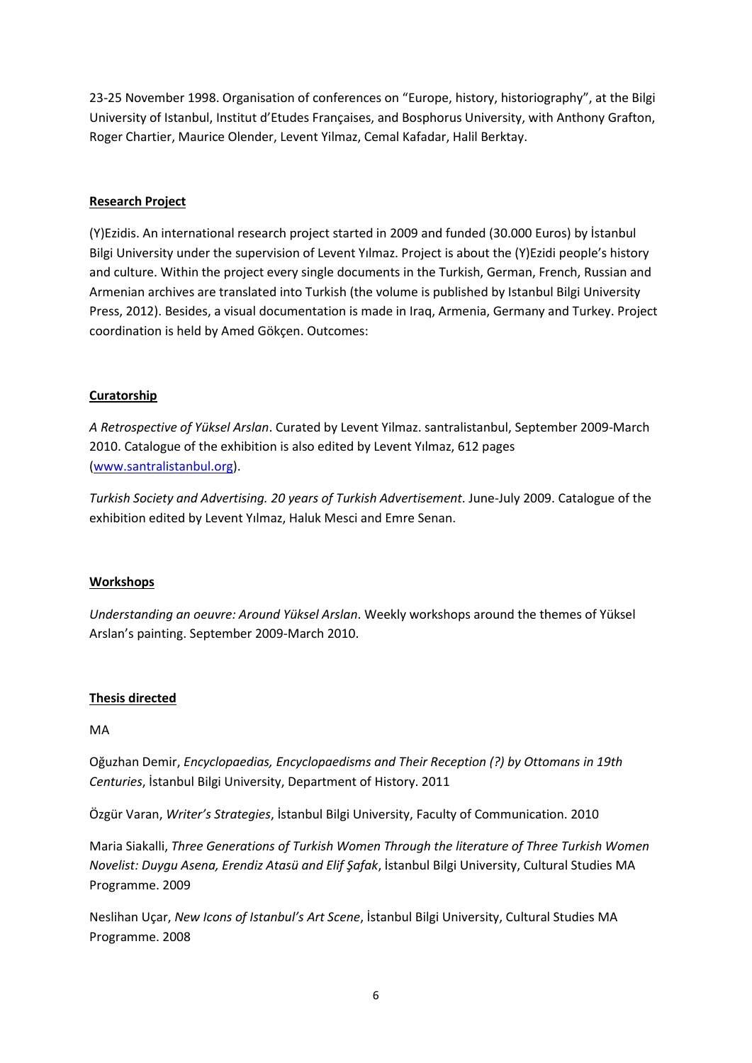23-25 November 1998. Organisation of conferences on "Europe, history, historiography", at the Bilgi University of Istanbul, Institut d'Etudes Françaises, and Bosphorus University, with Anthony Grafton, Roger Chartier, Maurice Olender, Levent Yilmaz, Cemal Kafadar, Halil Berktay.

**Research Project**

(Y)Ezidis. An international research project started in 2009 and funded (30.000 Euros) by İstanbul Bilgi University under the supervision of Levent Yılmaz. Project is about the (Y)Ezidi people's history and culture. Within the project every single documents in the Turkish, German, French, Russian and Armenian archives are translated into Turkish (the volume is published by Istanbul Bilgi University Press, 2012). Besides, a visual documentation is made in Iraq, Armenia, Germany and Turkey. Project coordination is held by Amed Gökçen. Outcomes:

**Curatorship**

*A Retrospective of Yüksel Arslan*. Curated by Levent Yilmaz. santralistanbul, September 2009-March 2010. Catalogue of the exhibition is also edited by Levent Yılmaz, 612 pages (www.santralistanbul.org).

*Turkish Society and Advertising. 20 years of Turkish Advertisement*. June-July 2009. Catalogue of the exhibition edited by Levent Yılmaz, Haluk Mesci and Emre Senan.

**Workshops**

*Understanding an oeuvre: Around Yüksel Arslan*. Weekly workshops around the themes of Yüksel Arslan's painting. September 2009-March 2010.

**Thesis directed**

MA

Oğuzhan Demir, *Encyclopaedias, Encyclopaedisms and Their Reception (?) by Ottomans in 19th Centuries*, İstanbul Bilgi University, Department of History. 2011

Özgür Varan, *Writer's Strategies*, İstanbul Bilgi University, Faculty of Communication. 2010

Maria Siakalli, *Three Generations of Turkish Women Through the literature of Three Turkish Women Novelist: Duygu Asena, Erendiz Atasü and Elif Şafak*, İstanbul Bilgi University, Cultural Studies MA Programme. 2009

Neslihan Uçar, *New Icons of Istanbul's Art Scene*, İstanbul Bilgi University, Cultural Studies MA Programme. 2008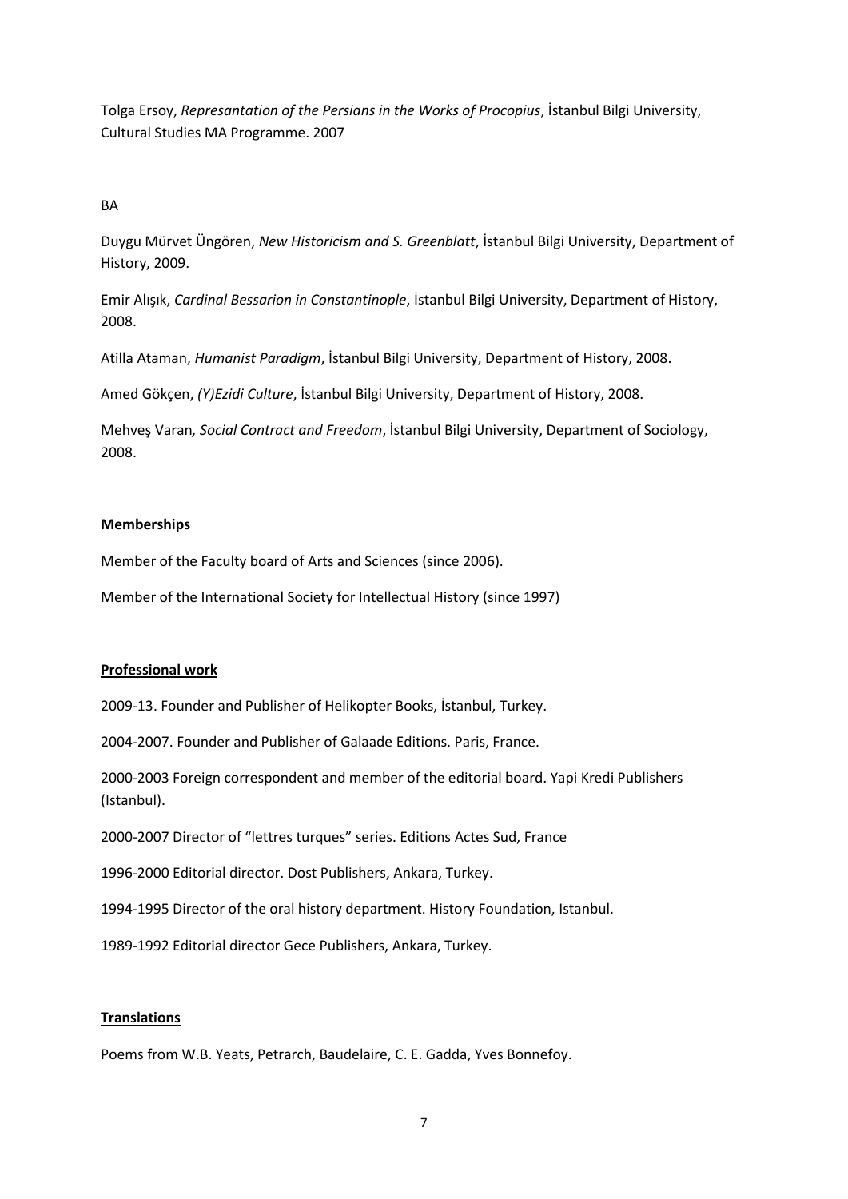Tolga Ersoy, *Represantation of the Persians in the Works of Procopius*, İstanbul Bilgi University, Cultural Studies MA Programme. 2007

BA

Duygu Mürvet Üngören, *New Historicism and S. Greenblatt*, İstanbul Bilgi University, Department of History, 2009.

Emir Alışık, *Cardinal Bessarion in Constantinople*, İstanbul Bilgi University, Department of History, 2008.

Atilla Ataman, *Humanist Paradigm*, İstanbul Bilgi University, Department of History, 2008.

Amed Gökçen, *(Y)Ezidi Culture*, İstanbul Bilgi University, Department of History, 2008.

Mehveş Varan*, Social Contract and Freedom*, İstanbul Bilgi University, Department of Sociology, 2008.

## Memberships

Member of the Faculty board of Arts and Sciences (since 2006).

Member of the International Society for Intellectual History (since 1997)

## Professional work

2009-13. Founder and Publisher of Helikopter Books, İstanbul, Turkey.

2004-2007. Founder and Publisher of Galaade Editions. Paris, France.

2000-2003 Foreign correspondent and member of the editorial board. Yapi Kredi Publishers (Istanbul).

2000-2007 Director of "lettres turques" series. Editions Actes Sud, France

1996-2000 Editorial director. Dost Publishers, Ankara, Turkey.

1994-1995 Director of the oral history department. History Foundation, Istanbul.

1989-1992 Editorial director Gece Publishers, Ankara, Turkey.

## Translations

Poems from W.B. Yeats, Petrarch, Baudelaire, C. E. Gadda, Yves Bonnefoy.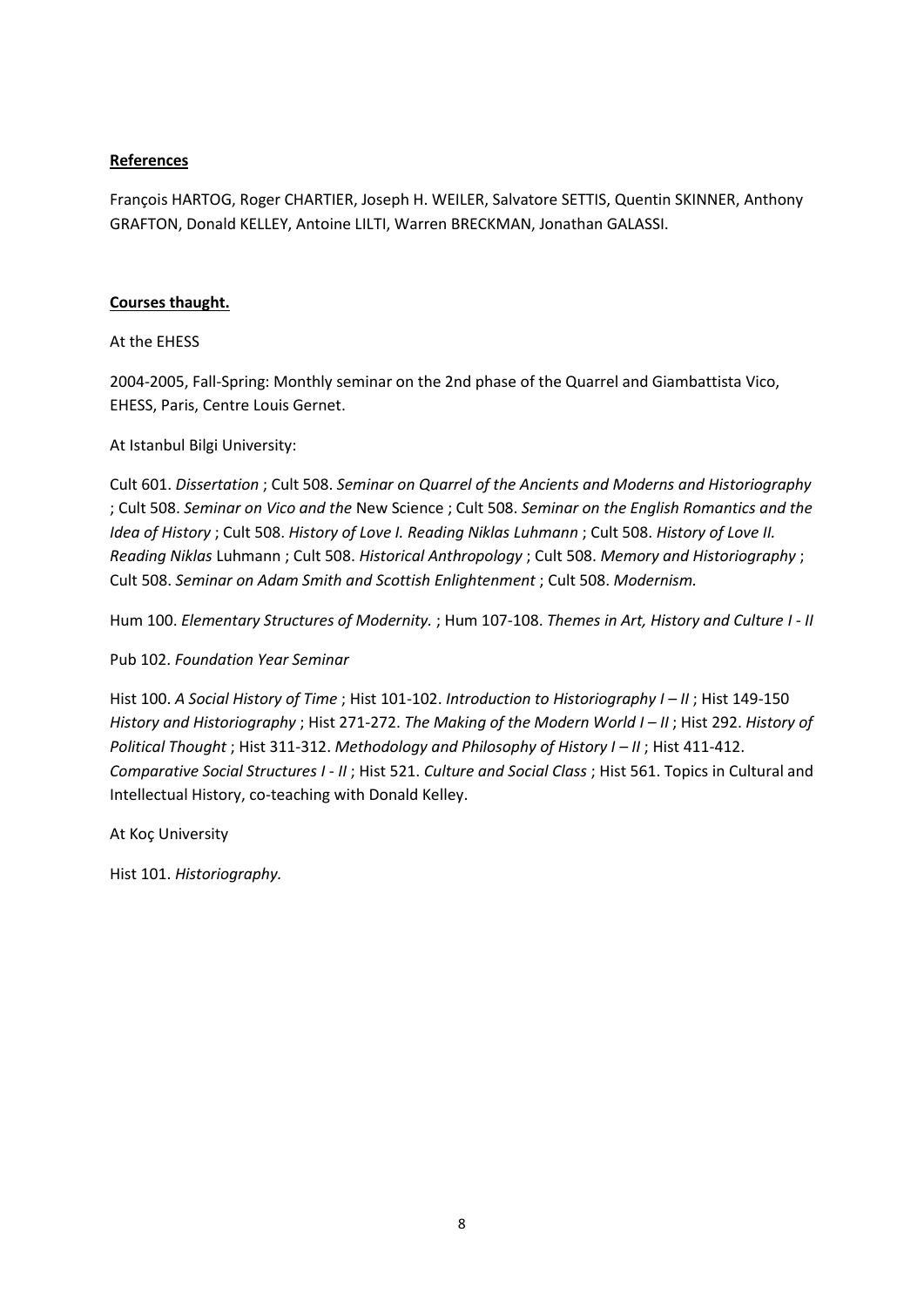**References**

François HARTOG, Roger CHARTIER, Joseph H. WEILER, Salvatore SETTIS, Quentin SKINNER, Anthony GRAFTON, Donald KELLEY, Antoine LILTI, Warren BRECKMAN, Jonathan GALASSI.

**Courses thaught.**

At the EHESS

2004-2005, Fall-Spring: Monthly seminar on the 2nd phase of the Quarrel and Giambattista Vico, EHESS, Paris, Centre Louis Gernet.

At Istanbul Bilgi University:

Cult 601. *Dissertation* ; Cult 508. *Seminar on Quarrel of the Ancients and Moderns and Historiography* ; Cult 508. *Seminar on Vico and the* New Science ; Cult 508. *Seminar on the English Romantics and the Idea of History* ; Cult 508. *History of Love I. Reading Niklas Luhmann* ; Cult 508. *History of Love II. Reading Niklas* Luhmann ; Cult 508. *Historical Anthropology* ; Cult 508. *Memory and Historiography* ; Cult 508. *Seminar on Adam Smith and Scottish Enlightenment* ; Cult 508. *Modernism.*

Hum 100. *Elementary Structures of Modernity.* ; Hum 107-108. *Themes in Art, History and Culture I - II*

Pub 102. *Foundation Year Seminar*

Hist 100. *A Social History of Time* ; Hist 101-102. *Introduction to Historiography I – II* ; Hist 149-150 *History and Historiography* ; Hist 271-272. *The Making of the Modern World I – II* ; Hist 292. *History of Political Thought* ; Hist 311-312. *Methodology and Philosophy of History I – II* ; Hist 411-412. *Comparative Social Structures I - II* ; Hist 521. *Culture and Social Class* ; Hist 561. Topics in Cultural and Intellectual History, co-teaching with Donald Kelley.

At Koç University

Hist 101. *Historiography.*